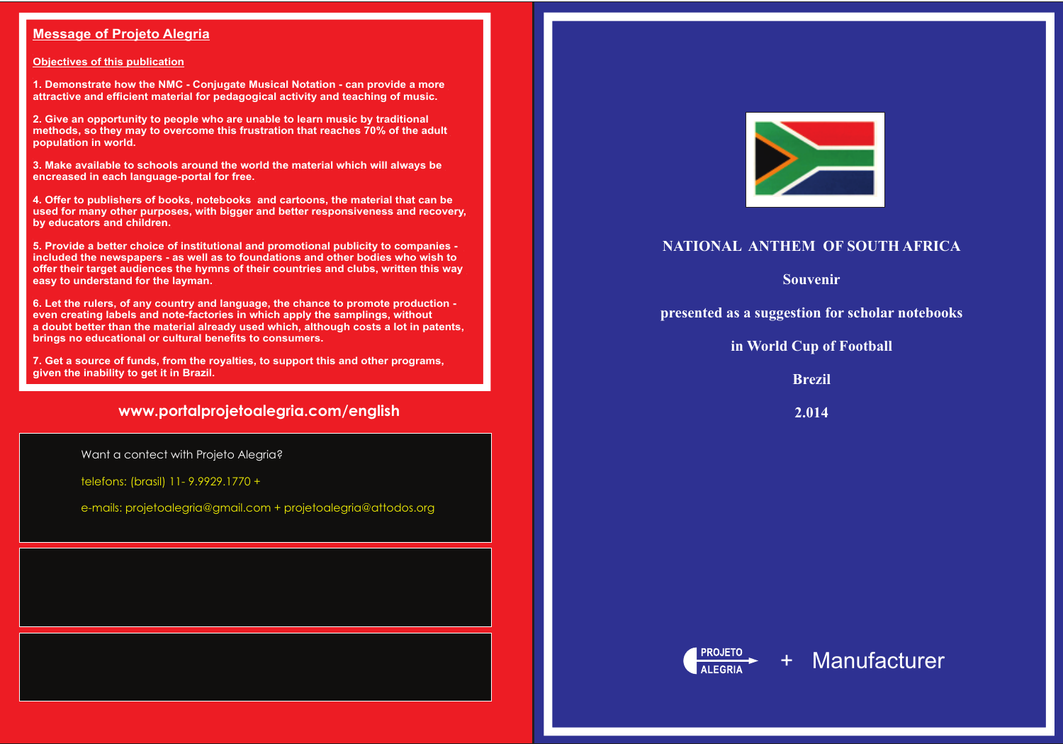## Message of Projeto Alegria

### Objectives of this publication

1. Demonstrate how the NMC - Conjugate Musical Notation - can provide a more attractive and efficient material for pedagogical activity and teaching of music.

2. Give an opportunity to people who are unable to learn music by traditional methods, so they may to overcome this frustration that reaches 70% of the adult population in world.

3. Make available to schools around the world the material which will always be encreased in each language-portal for free.

4. Offer to publishers of books, notebooks and cartoons, the material that can be used for many other purposes, with bigger and better responsiveness and recovery, by educators and children.

5. Provide a better choice of institutional and promotional publicity to companies - included the newspapers - as well as to foundations and other bodies who wish to offer their target audiences the hymns of their countries and clubs, written this way easy to understand for the layman.

6. Let the rulers, of any country and language, the chance to promote production - even creating labels and note-factories in which apply the samplings, without a doubt better than the material already used which, although costs a lot in patents, brings no educational or cultural benefits to consumers.

7. Get a source of funds, from the royalties, to support this and other programs, given the inability to get it in Brazil.

**www.portalprojetoalegria.com/english**

Want a contect with Projeto Alegria?

telefons: (brasil) 11- 9.9929.1770 +

e-mails: projetoalegria@gmail.com + projetoalegria@attodos.org

# NATIONAL ANTHEM OF SOUTH AFRICA

**Souvenir**

**presented as a suggestion for scholar notebooks**

**in World Cup of Football**

**Brezil**

**2.014**

PROJETO ALEGRIA + Manufacturer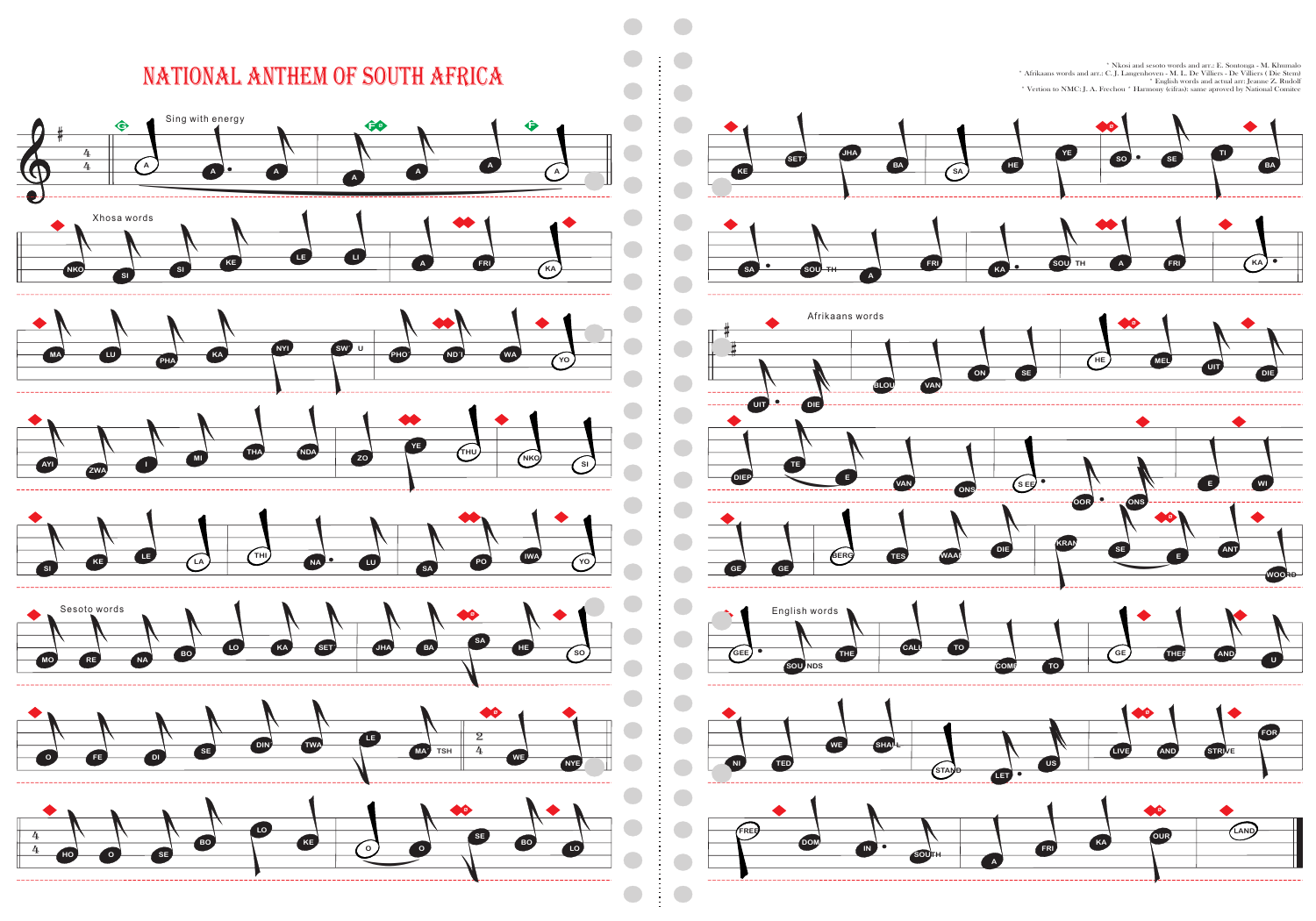# NATIONAL ANTHEM OF SOUTH AFRICA

* Nkosi and sesoto words and arr.: E. Sontonga - M. Khumalo
* Afrikaans words and arr.: C. J. Langenhoven - M. L. De Villiers - De Villiers ( Die Stem)
* English words and actual arr: Jeanne Z. Rudolf
* Vertion to NMC: J. A. Frechou * Harmony (cifras): same aproved by National Comitee

Sing with energy

G

A A A A A A A

F C

F

Xhosa words

NKO SI SI KE LE LI A FRI KA

MA LU PHA KA NYI SW U PHO ND I WA YO

AYI ZWA I MI THA NDA ZO YE THU NKO SI

SI KE LE LA THI NA LU SA PO IWA YO

Sesoto words

MO RE NA BO LO KA SET JHA BA SA HE SO

O FE DI SE DIN TWA LE MA TSH WE NYE

HO O SE BO LO KE O O SE BO LO

KE SET JHA BA SA HE YE SO SE TI BA

SA SOU TH A FRI KA SOU TH A FRI KA

Afrikaans words

UIT DIE BLOU VAN ON SE HE MEL UIT DIE

DIEP TE E VAN ONS S EE OOR ONS E WI

GE GE BERG TES WAAR DIE KRAN SE E ANT WOO RD

English words

GEE SOU NDS THE CALL TO COME TO GE THER AND U

NI TED WE SHALL STAND LET US LIVE AND STRIVE FOR

FREE DOM IN SOUTH A FRI KA OUR LAND